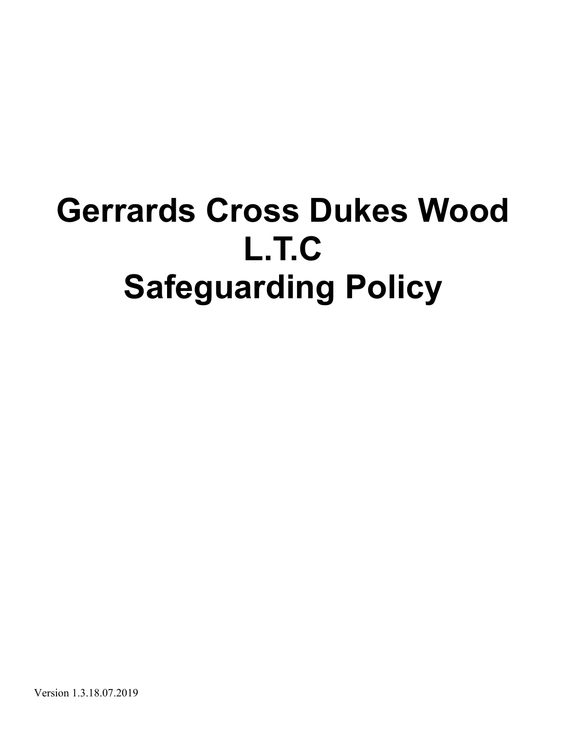# Gerrards Cross Dukes Wood L.T.C Safeguarding Policy

Version 1.3.18.07.2019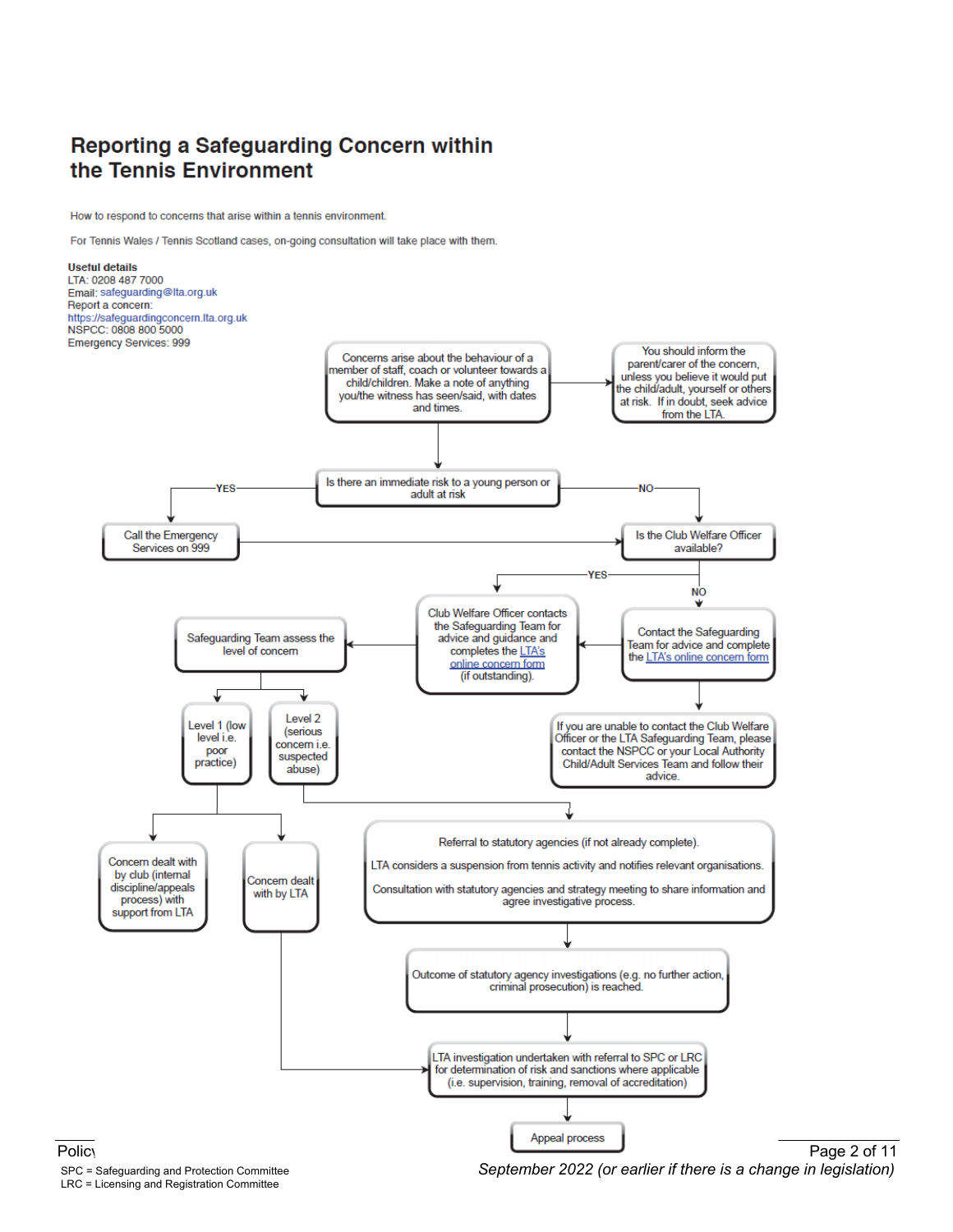# Reporting a Safeguarding Concern within the Tennis Environment

How to respond to concerns that arise within a tennis environment.

For Tennis Wales / Tennis Scotland cases, on-going consultation will take place with them.

**Useful details**
LTA: 0208 487 7000
Email: safeguarding@lta.org.uk
Report a concern:
https://safeguardingconcern.lta.org.uk
NSPCC: 0808 800 5000
Emergency Services: 999

Concerns arise about the behaviour of a member of staff, coach or volunteer towards a child/children. Make a note of anything you/the witness has seen/said, with dates and times.

→ You should inform the parent/carer of the concern, unless you believe it would put the child/adult, yourself or others at risk. If in doubt, seek advice from the LTA.

Is there an immediate risk to a young person or adult at risk

- YES → Call the Emergency Services on 999 → Is the Club Welfare Officer available?
- NO → Is the Club Welfare Officer available?

Is the Club Welfare Officer available?

- YES → Club Welfare Officer contacts the Safeguarding Team for advice and guidance and completes the LTA's online concern form (if outstanding).
- NO → Contact the Safeguarding Team for advice and complete the LTA's online concern form → Club Welfare Officer contacts the Safeguarding Team...
  - If you are unable to contact the Club Welfare Officer or the LTA Safeguarding Team, please contact the NSPCC or your Local Authority Child/Adult Services Team and follow their advice.

Safeguarding Team assess the level of concern

- Level 1 (low level i.e. poor practice)
  - Concern dealt with by club (internal discipline/appeals process) with support from LTA
  - Concern dealt with by LTA → LTA investigation undertaken with referral to SPC or LRC for determination of risk and sanctions where applicable (i.e. supervision, training, removal of accreditation)
- Level 2 (serious concern i.e. suspected abuse)
  - Referral to statutory agencies (if not already complete).
    LTA considers a suspension from tennis activity and notifies relevant organisations.
    Consultation with statutory agencies and strategy meeting to share information and agree investigative process.
  - → Outcome of statutory agency investigations (e.g. no further action, criminal prosecution) is reached.
  - → LTA investigation undertaken with referral to SPC or LRC for determination of risk and sanctions where applicable (i.e. supervision, training, removal of accreditation)
  - → Appeal process

SPC = Safeguarding and Protection Committee
LRC = Licensing and Registration Committee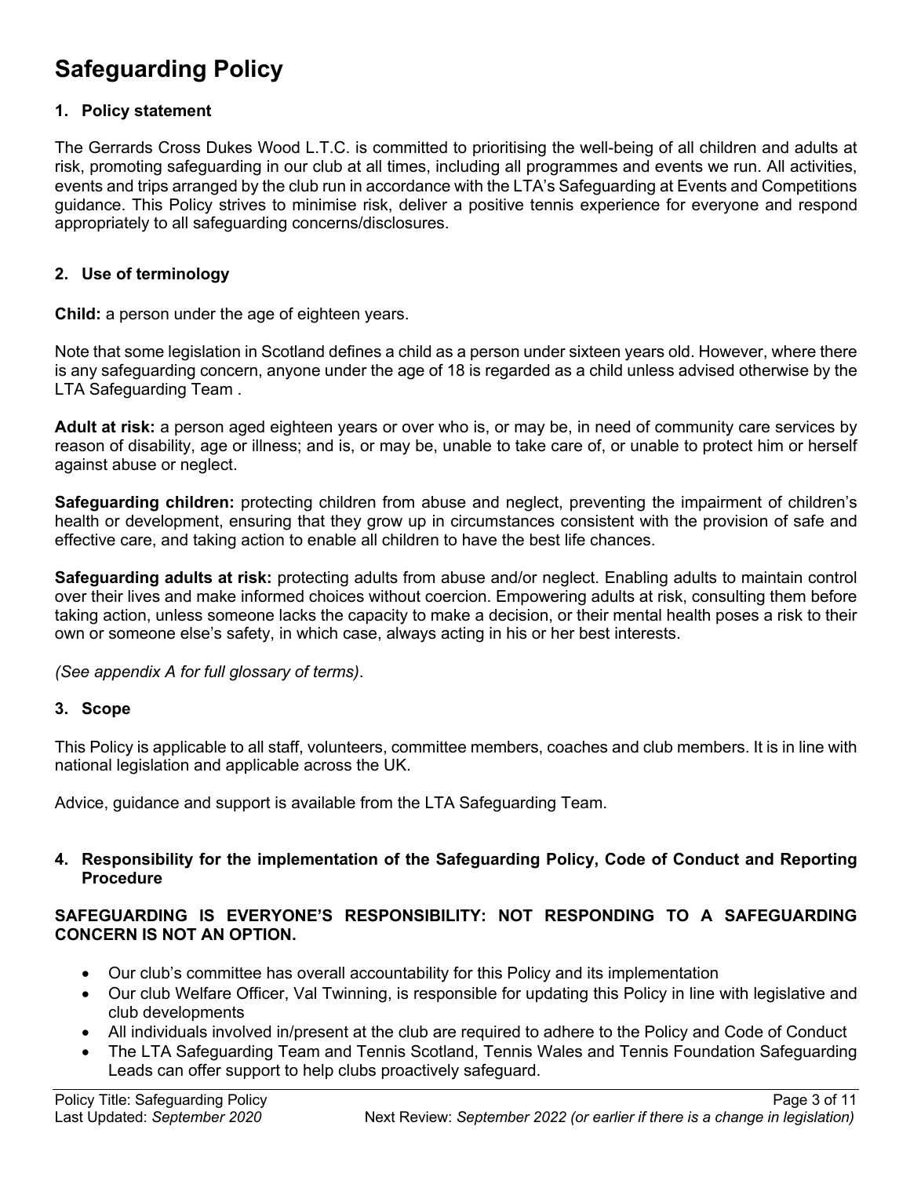# Safeguarding Policy

## 1. Policy statement

The Gerrards Cross Dukes Wood L.T.C. is committed to prioritising the well-being of all children and adults at risk, promoting safeguarding in our club at all times, including all programmes and events we run. All activities, events and trips arranged by the club run in accordance with the LTA's Safeguarding at Events and Competitions guidance. This Policy strives to minimise risk, deliver a positive tennis experience for everyone and respond appropriately to all safeguarding concerns/disclosures.

## 2. Use of terminology

**Child:** a person under the age of eighteen years.

Note that some legislation in Scotland defines a child as a person under sixteen years old. However, where there is any safeguarding concern, anyone under the age of 18 is regarded as a child unless advised otherwise by the LTA Safeguarding Team .

**Adult at risk:** a person aged eighteen years or over who is, or may be, in need of community care services by reason of disability, age or illness; and is, or may be, unable to take care of, or unable to protect him or herself against abuse or neglect.

**Safeguarding children:** protecting children from abuse and neglect, preventing the impairment of children's health or development, ensuring that they grow up in circumstances consistent with the provision of safe and effective care, and taking action to enable all children to have the best life chances.

**Safeguarding adults at risk:** protecting adults from abuse and/or neglect. Enabling adults to maintain control over their lives and make informed choices without coercion. Empowering adults at risk, consulting them before taking action, unless someone lacks the capacity to make a decision, or their mental health poses a risk to their own or someone else's safety, in which case, always acting in his or her best interests.

*(See appendix A for full glossary of terms)*.

## 3. Scope

This Policy is applicable to all staff, volunteers, committee members, coaches and club members. It is in line with national legislation and applicable across the UK.

Advice, guidance and support is available from the LTA Safeguarding Team.

## 4. Responsibility for the implementation of the Safeguarding Policy, Code of Conduct and Reporting Procedure

**SAFEGUARDING IS EVERYONE'S RESPONSIBILITY: NOT RESPONDING TO A SAFEGUARDING CONCERN IS NOT AN OPTION.**

- Our club's committee has overall accountability for this Policy and its implementation
- Our club Welfare Officer, Val Twinning, is responsible for updating this Policy in line with legislative and club developments
- All individuals involved in/present at the club are required to adhere to the Policy and Code of Conduct
- The LTA Safeguarding Team and Tennis Scotland, Tennis Wales and Tennis Foundation Safeguarding Leads can offer support to help clubs proactively safeguard.

Policy Title: Safeguarding Policy
Last Updated: *September 2020*
Next Review: *September 2022 (or earlier if there is a change in legislation)*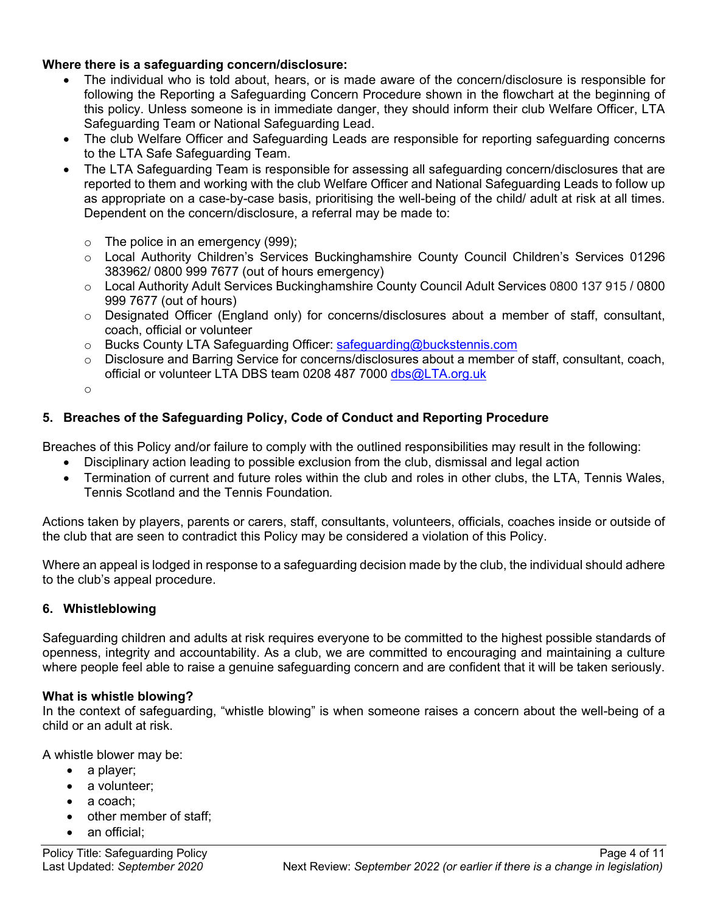**Where there is a safeguarding concern/disclosure:**

- The individual who is told about, hears, or is made aware of the concern/disclosure is responsible for following the Reporting a Safeguarding Concern Procedure shown in the flowchart at the beginning of this policy. Unless someone is in immediate danger, they should inform their club Welfare Officer, LTA Safeguarding Team or National Safeguarding Lead.
- The club Welfare Officer and Safeguarding Leads are responsible for reporting safeguarding concerns to the LTA Safe Safeguarding Team.
- The LTA Safeguarding Team is responsible for assessing all safeguarding concern/disclosures that are reported to them and working with the club Welfare Officer and National Safeguarding Leads to follow up as appropriate on a case-by-case basis, prioritising the well-being of the child/ adult at risk at all times. Dependent on the concern/disclosure, a referral may be made to:
  - The police in an emergency (999);
  - Local Authority Children's Services Buckinghamshire County Council Children's Services 01296 383962/ 0800 999 7677 (out of hours emergency)
  - Local Authority Adult Services Buckinghamshire County Council Adult Services 0800 137 915 / 0800 999 7677 (out of hours)
  - Designated Officer (England only) for concerns/disclosures about a member of staff, consultant, coach, official or volunteer
  - Bucks County LTA Safeguarding Officer: safeguarding@buckstennis.com
  - Disclosure and Barring Service for concerns/disclosures about a member of staff, consultant, coach, official or volunteer LTA DBS team 0208 487 7000 dbs@LTA.org.uk

## 5. Breaches of the Safeguarding Policy, Code of Conduct and Reporting Procedure

Breaches of this Policy and/or failure to comply with the outlined responsibilities may result in the following:

- Disciplinary action leading to possible exclusion from the club, dismissal and legal action
- Termination of current and future roles within the club and roles in other clubs, the LTA, Tennis Wales, Tennis Scotland and the Tennis Foundation.

Actions taken by players, parents or carers, staff, consultants, volunteers, officials, coaches inside or outside of the club that are seen to contradict this Policy may be considered a violation of this Policy.

Where an appeal is lodged in response to a safeguarding decision made by the club, the individual should adhere to the club's appeal procedure.

## 6. Whistleblowing

Safeguarding children and adults at risk requires everyone to be committed to the highest possible standards of openness, integrity and accountability. As a club, we are committed to encouraging and maintaining a culture where people feel able to raise a genuine safeguarding concern and are confident that it will be taken seriously.

**What is whistle blowing?**

In the context of safeguarding, "whistle blowing" is when someone raises a concern about the well-being of a child or an adult at risk.

A whistle blower may be:

- a player;
- a volunteer;
- a coach;
- other member of staff;
- an official;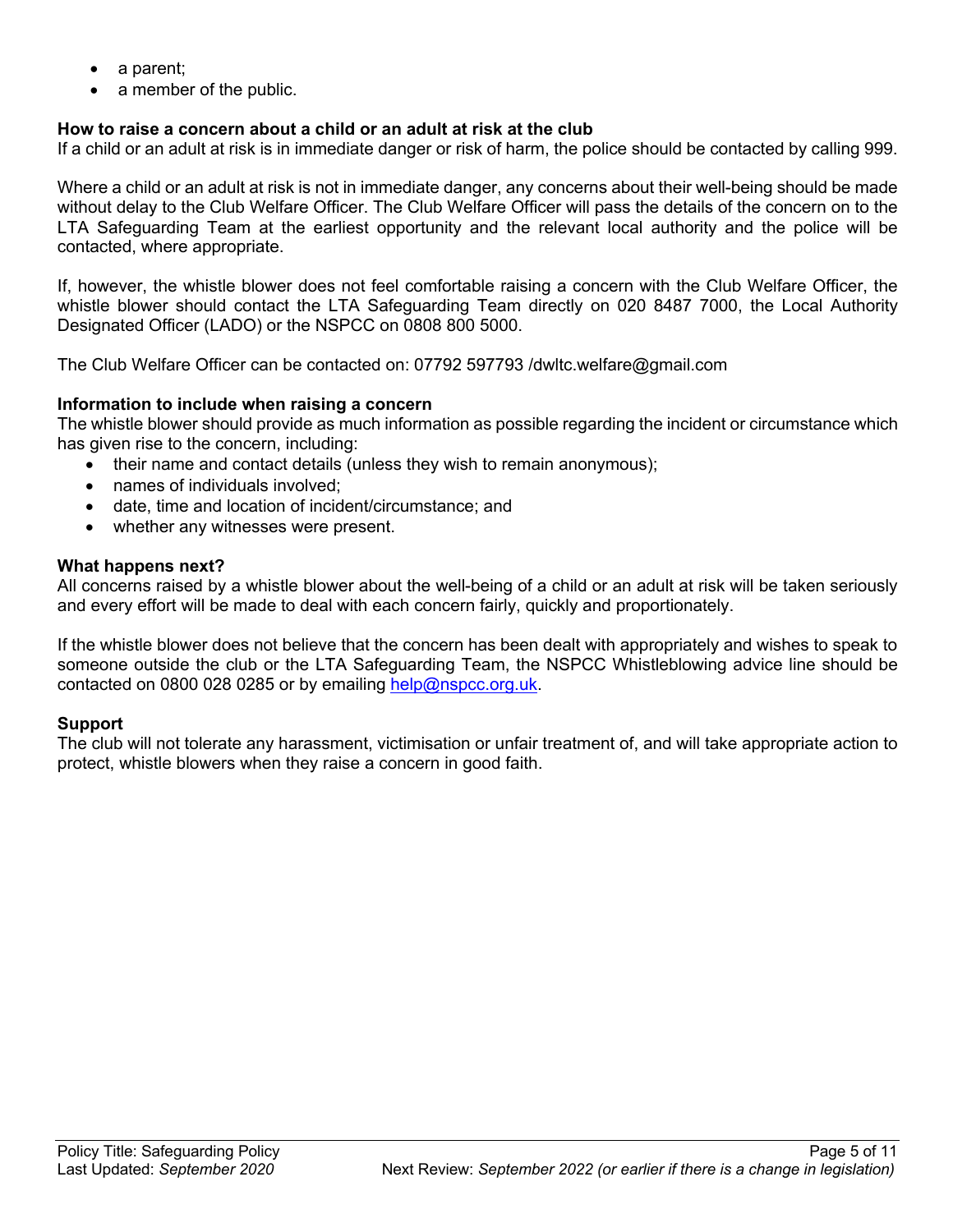- a parent;
- a member of the public.

**How to raise a concern about a child or an adult at risk at the club**

If a child or an adult at risk is in immediate danger or risk of harm, the police should be contacted by calling 999.

Where a child or an adult at risk is not in immediate danger, any concerns about their well-being should be made without delay to the Club Welfare Officer. The Club Welfare Officer will pass the details of the concern on to the LTA Safeguarding Team at the earliest opportunity and the relevant local authority and the police will be contacted, where appropriate.

If, however, the whistle blower does not feel comfortable raising a concern with the Club Welfare Officer, the whistle blower should contact the LTA Safeguarding Team directly on 020 8487 7000, the Local Authority Designated Officer (LADO) or the NSPCC on 0808 800 5000.

The Club Welfare Officer can be contacted on: 07792 597793 /dwltc.welfare@gmail.com

**Information to include when raising a concern**

The whistle blower should provide as much information as possible regarding the incident or circumstance which has given rise to the concern, including:

- their name and contact details (unless they wish to remain anonymous);
- names of individuals involved;
- date, time and location of incident/circumstance; and
- whether any witnesses were present.

**What happens next?**

All concerns raised by a whistle blower about the well-being of a child or an adult at risk will be taken seriously and every effort will be made to deal with each concern fairly, quickly and proportionately.

If the whistle blower does not believe that the concern has been dealt with appropriately and wishes to speak to someone outside the club or the LTA Safeguarding Team, the NSPCC Whistleblowing advice line should be contacted on 0800 028 0285 or by emailing help@nspcc.org.uk.

**Support**

The club will not tolerate any harassment, victimisation or unfair treatment of, and will take appropriate action to protect, whistle blowers when they raise a concern in good faith.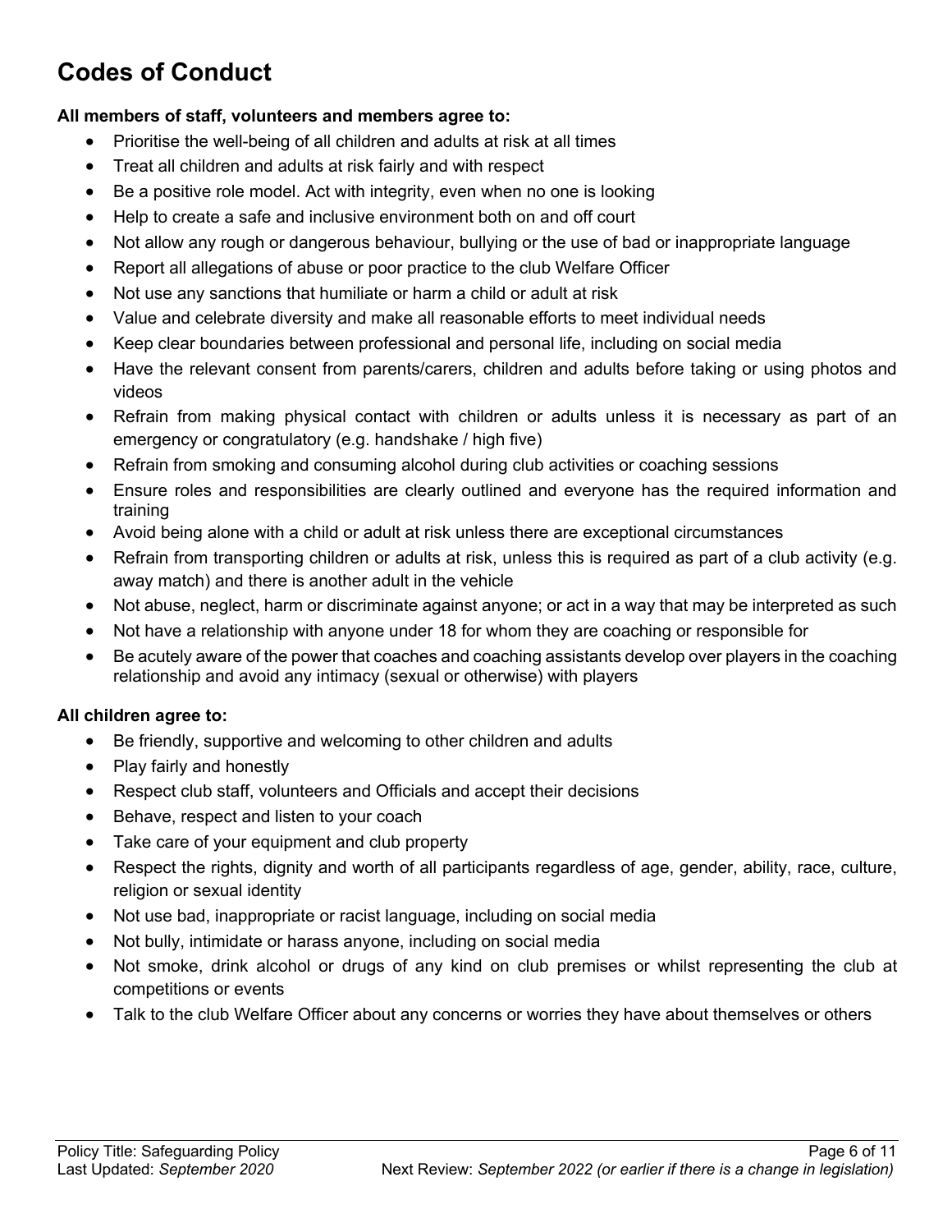# Codes of Conduct

**All members of staff, volunteers and members agree to:**

- Prioritise the well-being of all children and adults at risk at all times
- Treat all children and adults at risk fairly and with respect
- Be a positive role model. Act with integrity, even when no one is looking
- Help to create a safe and inclusive environment both on and off court
- Not allow any rough or dangerous behaviour, bullying or the use of bad or inappropriate language
- Report all allegations of abuse or poor practice to the club Welfare Officer
- Not use any sanctions that humiliate or harm a child or adult at risk
- Value and celebrate diversity and make all reasonable efforts to meet individual needs
- Keep clear boundaries between professional and personal life, including on social media
- Have the relevant consent from parents/carers, children and adults before taking or using photos and videos
- Refrain from making physical contact with children or adults unless it is necessary as part of an emergency or congratulatory (e.g. handshake / high five)
- Refrain from smoking and consuming alcohol during club activities or coaching sessions
- Ensure roles and responsibilities are clearly outlined and everyone has the required information and training
- Avoid being alone with a child or adult at risk unless there are exceptional circumstances
- Refrain from transporting children or adults at risk, unless this is required as part of a club activity (e.g. away match) and there is another adult in the vehicle
- Not abuse, neglect, harm or discriminate against anyone; or act in a way that may be interpreted as such
- Not have a relationship with anyone under 18 for whom they are coaching or responsible for
- Be acutely aware of the power that coaches and coaching assistants develop over players in the coaching relationship and avoid any intimacy (sexual or otherwise) with players

**All children agree to:**

- Be friendly, supportive and welcoming to other children and adults
- Play fairly and honestly
- Respect club staff, volunteers and Officials and accept their decisions
- Behave, respect and listen to your coach
- Take care of your equipment and club property
- Respect the rights, dignity and worth of all participants regardless of age, gender, ability, race, culture, religion or sexual identity
- Not use bad, inappropriate or racist language, including on social media
- Not bully, intimidate or harass anyone, including on social media
- Not smoke, drink alcohol or drugs of any kind on club premises or whilst representing the club at competitions or events
- Talk to the club Welfare Officer about any concerns or worries they have about themselves or others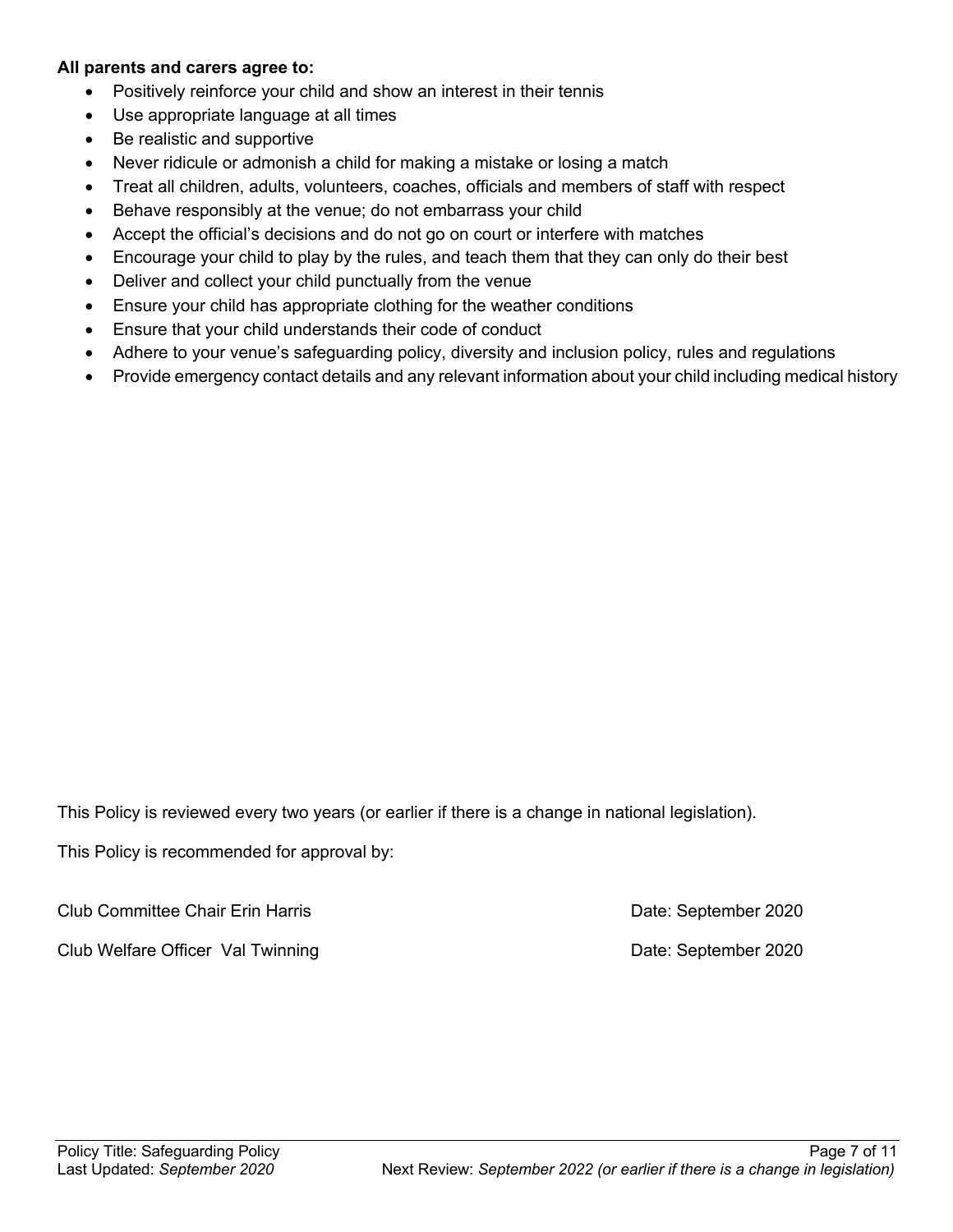**All parents and carers agree to:**

- Positively reinforce your child and show an interest in their tennis
- Use appropriate language at all times
- Be realistic and supportive
- Never ridicule or admonish a child for making a mistake or losing a match
- Treat all children, adults, volunteers, coaches, officials and members of staff with respect
- Behave responsibly at the venue; do not embarrass your child
- Accept the official's decisions and do not go on court or interfere with matches
- Encourage your child to play by the rules, and teach them that they can only do their best
- Deliver and collect your child punctually from the venue
- Ensure your child has appropriate clothing for the weather conditions
- Ensure that your child understands their code of conduct
- Adhere to your venue's safeguarding policy, diversity and inclusion policy, rules and regulations
- Provide emergency contact details and any relevant information about your child including medical history

This Policy is reviewed every two years (or earlier if there is a change in national legislation).

This Policy is recommended for approval by:

Club Committee Chair Erin Harris — Date: September 2020

Club Welfare Officer Val Twinning — Date: September 2020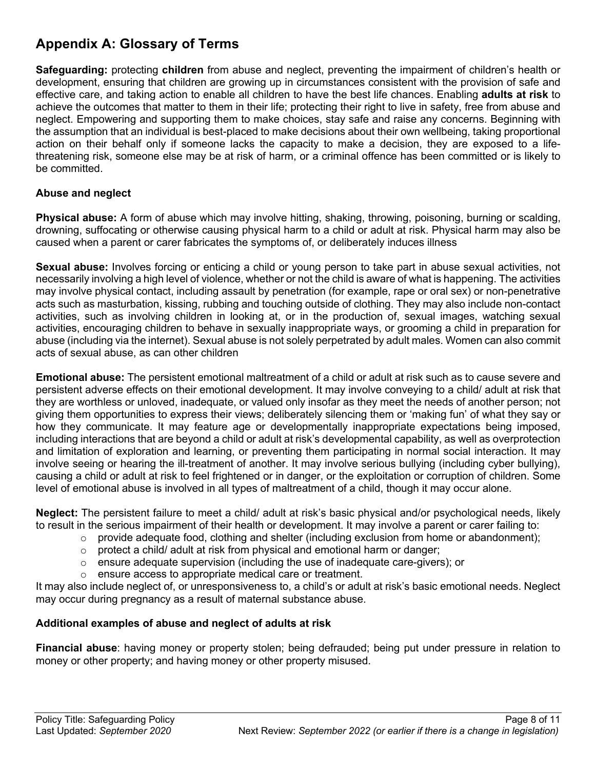## Appendix A: Glossary of Terms

**Safeguarding:** protecting **children** from abuse and neglect, preventing the impairment of children's health or development, ensuring that children are growing up in circumstances consistent with the provision of safe and effective care, and taking action to enable all children to have the best life chances. Enabling **adults at risk** to achieve the outcomes that matter to them in their life; protecting their right to live in safety, free from abuse and neglect. Empowering and supporting them to make choices, stay safe and raise any concerns. Beginning with the assumption that an individual is best-placed to make decisions about their own wellbeing, taking proportional action on their behalf only if someone lacks the capacity to make a decision, they are exposed to a life-threatening risk, someone else may be at risk of harm, or a criminal offence has been committed or is likely to be committed.

### Abuse and neglect

**Physical abuse:** A form of abuse which may involve hitting, shaking, throwing, poisoning, burning or scalding, drowning, suffocating or otherwise causing physical harm to a child or adult at risk. Physical harm may also be caused when a parent or carer fabricates the symptoms of, or deliberately induces illness

**Sexual abuse:** Involves forcing or enticing a child or young person to take part in abuse sexual activities, not necessarily involving a high level of violence, whether or not the child is aware of what is happening. The activities may involve physical contact, including assault by penetration (for example, rape or oral sex) or non-penetrative acts such as masturbation, kissing, rubbing and touching outside of clothing. They may also include non-contact activities, such as involving children in looking at, or in the production of, sexual images, watching sexual activities, encouraging children to behave in sexually inappropriate ways, or grooming a child in preparation for abuse (including via the internet). Sexual abuse is not solely perpetrated by adult males. Women can also commit acts of sexual abuse, as can other children

**Emotional abuse:** The persistent emotional maltreatment of a child or adult at risk such as to cause severe and persistent adverse effects on their emotional development. It may involve conveying to a child/ adult at risk that they are worthless or unloved, inadequate, or valued only insofar as they meet the needs of another person; not giving them opportunities to express their views; deliberately silencing them or 'making fun' of what they say or how they communicate. It may feature age or developmentally inappropriate expectations being imposed, including interactions that are beyond a child or adult at risk's developmental capability, as well as overprotection and limitation of exploration and learning, or preventing them participating in normal social interaction. It may involve seeing or hearing the ill-treatment of another. It may involve serious bullying (including cyber bullying), causing a child or adult at risk to feel frightened or in danger, or the exploitation or corruption of children. Some level of emotional abuse is involved in all types of maltreatment of a child, though it may occur alone.

**Neglect:** The persistent failure to meet a child/ adult at risk's basic physical and/or psychological needs, likely to result in the serious impairment of their health or development. It may involve a parent or carer failing to:

- provide adequate food, clothing and shelter (including exclusion from home or abandonment);
- protect a child/ adult at risk from physical and emotional harm or danger;
- ensure adequate supervision (including the use of inadequate care-givers); or
- ensure access to appropriate medical care or treatment.

It may also include neglect of, or unresponsiveness to, a child's or adult at risk's basic emotional needs. Neglect may occur during pregnancy as a result of maternal substance abuse.

### Additional examples of abuse and neglect of adults at risk

**Financial abuse**: having money or property stolen; being defrauded; being put under pressure in relation to money or other property; and having money or other property misused.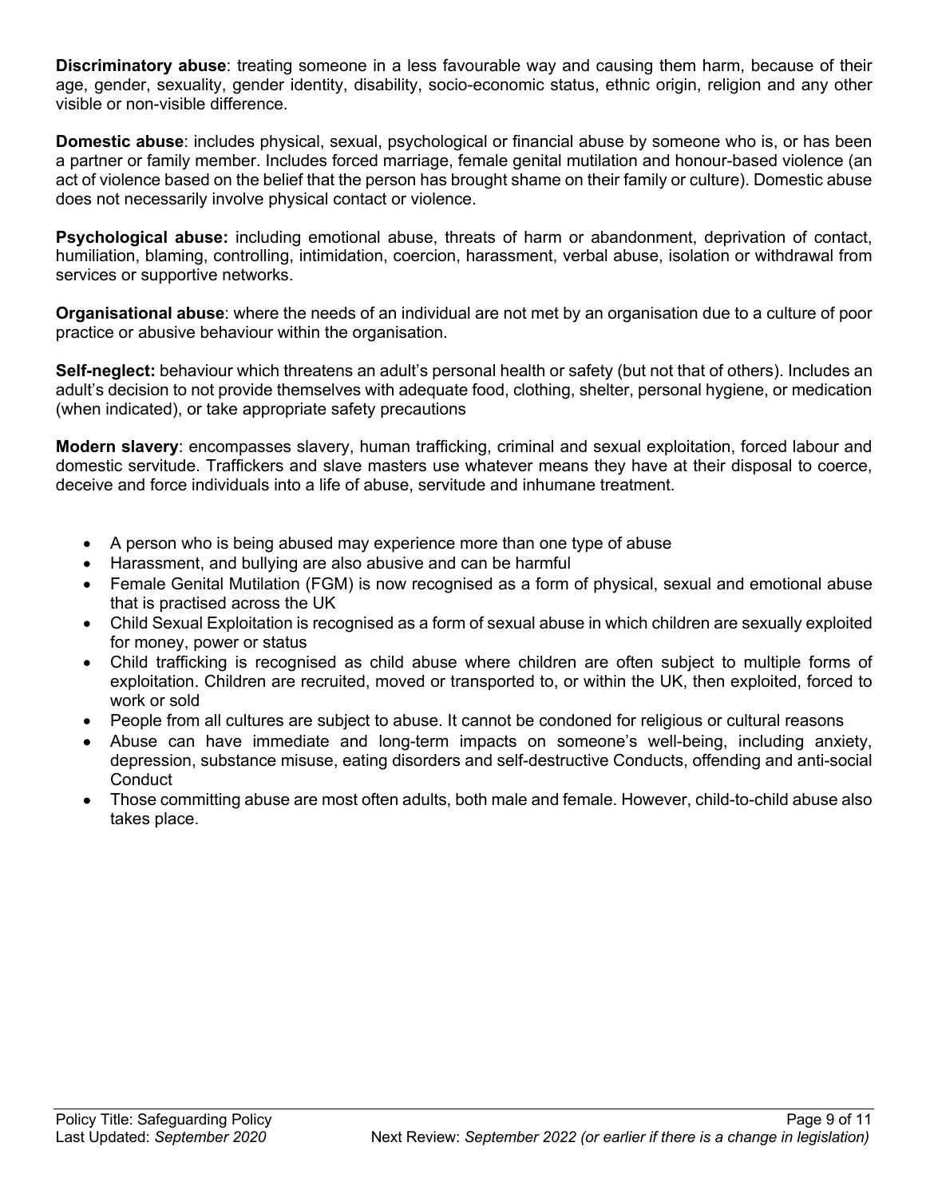**Discriminatory abuse**: treating someone in a less favourable way and causing them harm, because of their age, gender, sexuality, gender identity, disability, socio-economic status, ethnic origin, religion and any other visible or non-visible difference.

**Domestic abuse**: includes physical, sexual, psychological or financial abuse by someone who is, or has been a partner or family member. Includes forced marriage, female genital mutilation and honour-based violence (an act of violence based on the belief that the person has brought shame on their family or culture). Domestic abuse does not necessarily involve physical contact or violence.

**Psychological abuse:** including emotional abuse, threats of harm or abandonment, deprivation of contact, humiliation, blaming, controlling, intimidation, coercion, harassment, verbal abuse, isolation or withdrawal from services or supportive networks.

**Organisational abuse**: where the needs of an individual are not met by an organisation due to a culture of poor practice or abusive behaviour within the organisation.

**Self-neglect:** behaviour which threatens an adult's personal health or safety (but not that of others). Includes an adult's decision to not provide themselves with adequate food, clothing, shelter, personal hygiene, or medication (when indicated), or take appropriate safety precautions

**Modern slavery**: encompasses slavery, human trafficking, criminal and sexual exploitation, forced labour and domestic servitude. Traffickers and slave masters use whatever means they have at their disposal to coerce, deceive and force individuals into a life of abuse, servitude and inhumane treatment.

- A person who is being abused may experience more than one type of abuse
- Harassment, and bullying are also abusive and can be harmful
- Female Genital Mutilation (FGM) is now recognised as a form of physical, sexual and emotional abuse that is practised across the UK
- Child Sexual Exploitation is recognised as a form of sexual abuse in which children are sexually exploited for money, power or status
- Child trafficking is recognised as child abuse where children are often subject to multiple forms of exploitation. Children are recruited, moved or transported to, or within the UK, then exploited, forced to work or sold
- People from all cultures are subject to abuse. It cannot be condoned for religious or cultural reasons
- Abuse can have immediate and long-term impacts on someone's well-being, including anxiety, depression, substance misuse, eating disorders and self-destructive Conducts, offending and anti-social Conduct
- Those committing abuse are most often adults, both male and female. However, child-to-child abuse also takes place.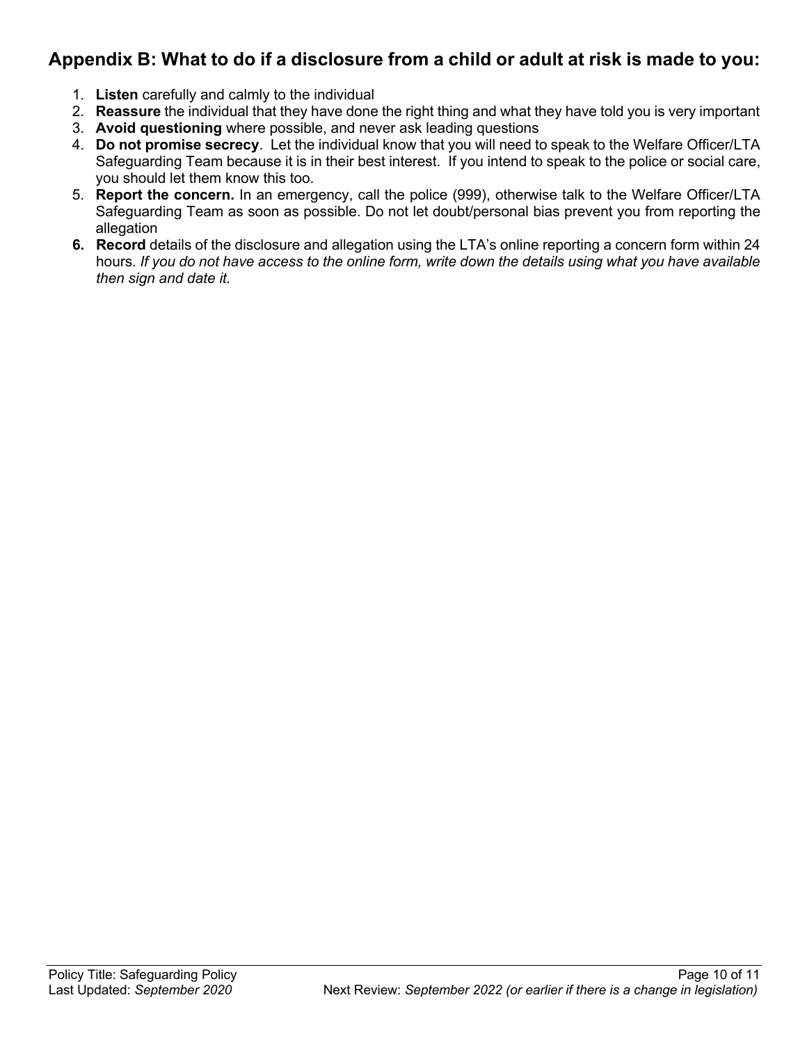## Appendix B: What to do if a disclosure from a child or adult at risk is made to you:

1. **Listen** carefully and calmly to the individual
2. **Reassure** the individual that they have done the right thing and what they have told you is very important
3. **Avoid questioning** where possible, and never ask leading questions
4. **Do not promise secrecy**. Let the individual know that you will need to speak to the Welfare Officer/LTA Safeguarding Team because it is in their best interest. If you intend to speak to the police or social care, you should let them know this too.
5. **Report the concern.** In an emergency, call the police (999), otherwise talk to the Welfare Officer/LTA Safeguarding Team as soon as possible. Do not let doubt/personal bias prevent you from reporting the allegation
6. **Record** details of the disclosure and allegation using the LTA's online reporting a concern form within 24 hours. *If you do not have access to the online form, write down the details using what you have available then sign and date it.*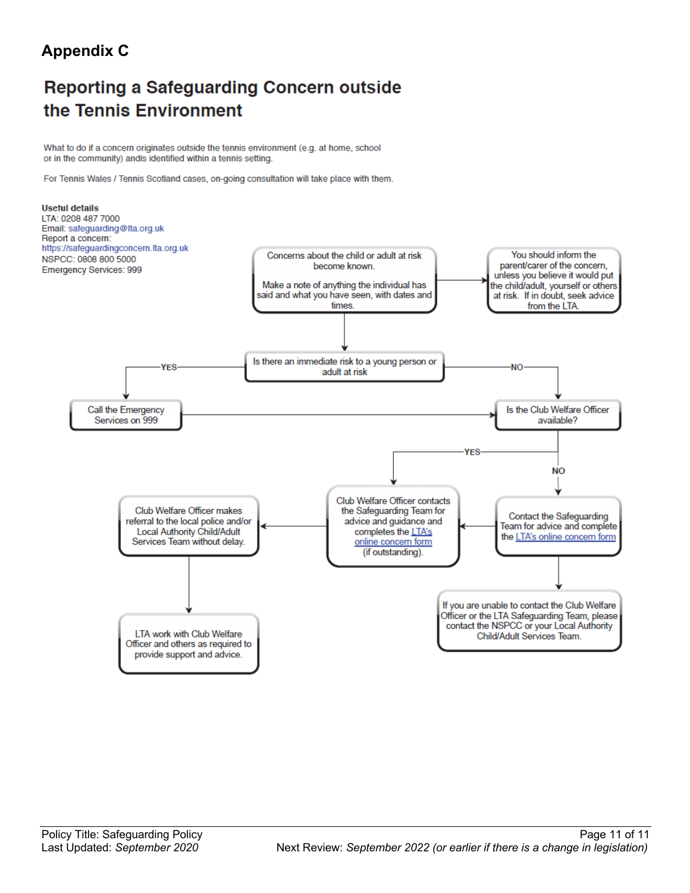## Appendix C

# Reporting a Safeguarding Concern outside the Tennis Environment

What to do if a concern originates outside the tennis environment (e.g. at home, school or in the community) andis identified within a tennis setting.

For Tennis Wales / Tennis Scotland cases, on-going consultation will take place with them.

**Useful details**
LTA: 0208 487 7000
Email: safeguarding@lta.org.uk
Report a concern:
https://safeguardingconcern.lta.org.uk
NSPCC: 0808 800 5000
Emergency Services: 999

Concerns about the child or adult at risk become known.

Make a note of anything the individual has said and what you have seen, with dates and times.

You should inform the parent/carer of the concern, unless you believe it would put the child/adult, yourself or others at risk. If in doubt, seek advice from the LTA.

Is there an immediate risk to a young person or adult at risk

YES

Call the Emergency Services on 999

NO

Is the Club Welfare Officer available?

YES

Club Welfare Officer contacts the Safeguarding Team for advice and guidance and completes the LTA's online concern form (if outstanding).

NO

Contact the Safeguarding Team for advice and complete the LTA's online concern form

Club Welfare Officer makes referral to the local police and/or Local Authority Child/Adult Services Team without delay.

LTA work with Club Welfare Officer and others as required to provide support and advice.

If you are unable to contact the Club Welfare Officer or the LTA Safeguarding Team, please contact the NSPCC or your Local Authority Child/Adult Services Team.

Policy Title: Safeguarding Policy
Last Updated: *September 2020*
Next Review: *September 2022 (or earlier if there is a change in legislation)*